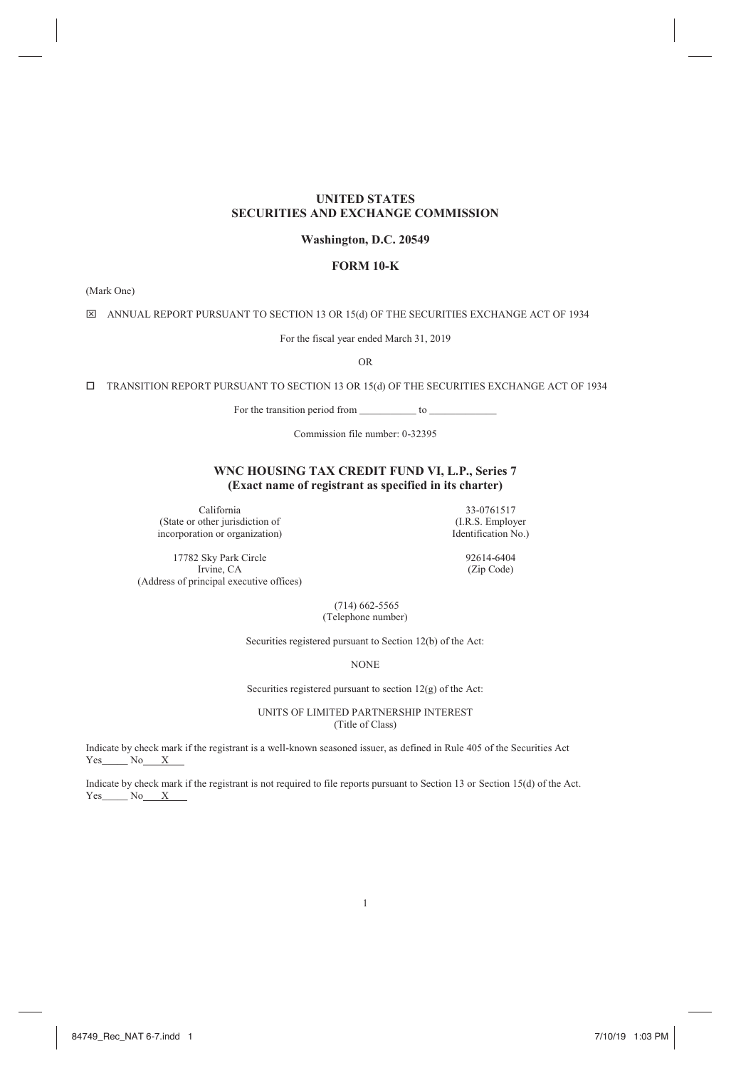**UNITED STATES**
**SECURITIES AND EXCHANGE COMMISSION**

**Washington, D.C. 20549**

**FORM 10-K**

(Mark One)

☒ ANNUAL REPORT PURSUANT TO SECTION 13 OR 15(d) OF THE SECURITIES EXCHANGE ACT OF 1934

For the fiscal year ended March 31, 2019

OR

☐ TRANSITION REPORT PURSUANT TO SECTION 13 OR 15(d) OF THE SECURITIES EXCHANGE ACT OF 1934

For the transition period from \_\_\_\_\_\_\_\_\_\_\_ to \_\_\_\_\_\_\_\_\_\_\_\_\_

Commission file number: 0-32395

**WNC HOUSING TAX CREDIT FUND VI, L.P., Series 7**
**(Exact name of registrant as specified in its charter)**

| | |
|---|---|
| California<br>(State or other jurisdiction of incorporation or organization) | 33-0761517<br>(I.R.S. Employer Identification No.) |
| 17782 Sky Park Circle<br>Irvine, CA<br>(Address of principal executive offices) | 92614-6404<br>(Zip Code) |

(714) 662-5565
(Telephone number)

Securities registered pursuant to Section 12(b) of the Act:

NONE

Securities registered pursuant to section 12(g) of the Act:

UNITS OF LIMITED PARTNERSHIP INTEREST
(Title of Class)

Indicate by check mark if the registrant is a well-known seasoned issuer, as defined in Rule 405 of the Securities Act
Yes\_\_\_\_\_ No\_\_\_X\_\_\_

Indicate by check mark if the registrant is not required to file reports pursuant to Section 13 or Section 15(d) of the Act.
Yes\_\_\_\_\_ No\_\_\_X\_\_\_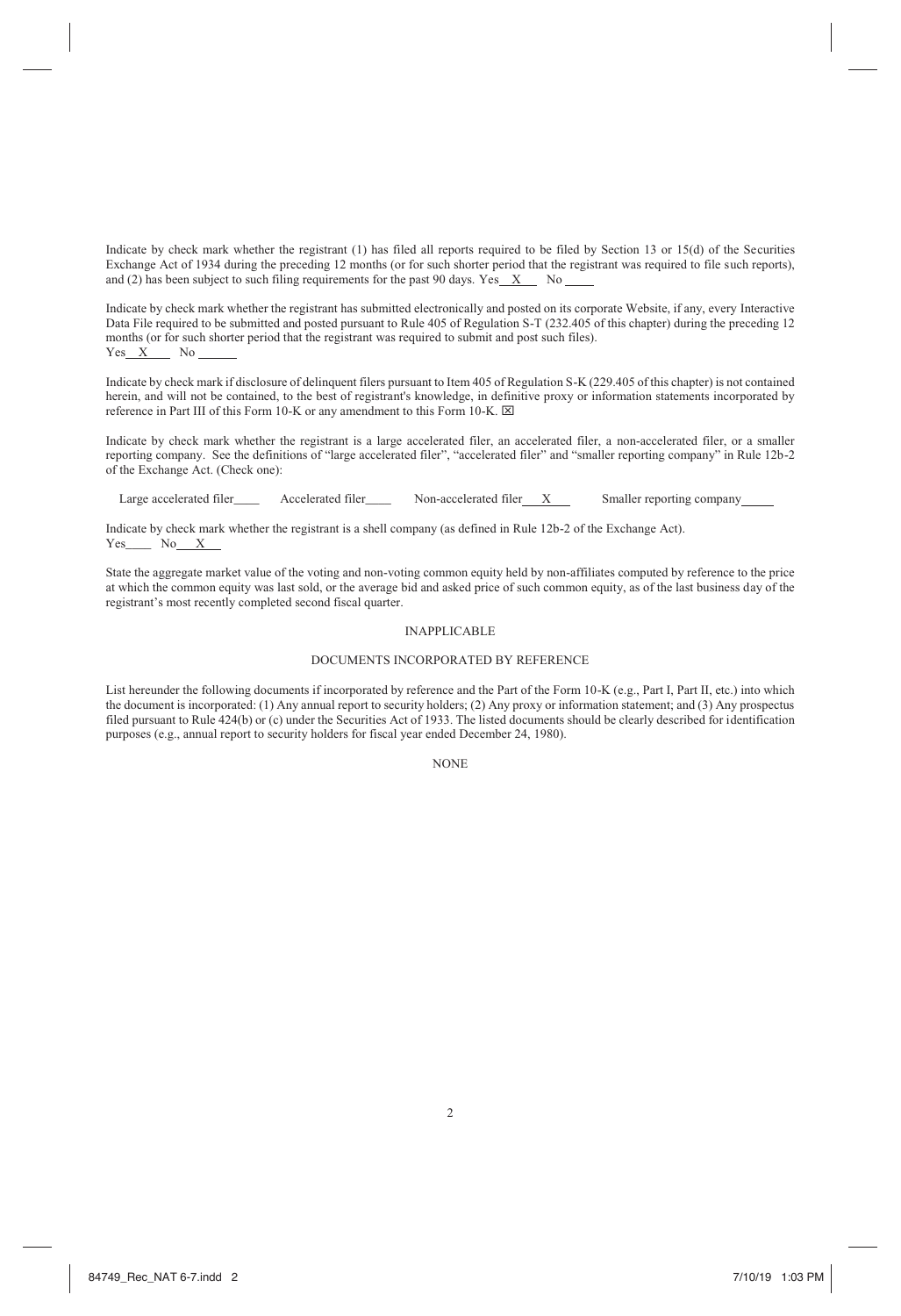Indicate by check mark whether the registrant (1) has filed all reports required to be filed by Section 13 or 15(d) of the Securities Exchange Act of 1934 during the preceding 12 months (or for such shorter period that the registrant was required to file such reports), and (2) has been subject to such filing requirements for the past 90 days. Yes X No ____

Indicate by check mark whether the registrant has submitted electronically and posted on its corporate Website, if any, every Interactive Data File required to be submitted and posted pursuant to Rule 405 of Regulation S-T (232.405 of this chapter) during the preceding 12 months (or for such shorter period that the registrant was required to submit and post such files).
Yes X No ____

Indicate by check mark if disclosure of delinquent filers pursuant to Item 405 of Regulation S-K (229.405 of this chapter) is not contained herein, and will not be contained, to the best of registrant's knowledge, in definitive proxy or information statements incorporated by reference in Part III of this Form 10-K or any amendment to this Form 10-K. ☒

Indicate by check mark whether the registrant is a large accelerated filer, an accelerated filer, a non-accelerated filer, or a smaller reporting company. See the definitions of "large accelerated filer", "accelerated filer" and "smaller reporting company" in Rule 12b-2 of the Exchange Act. (Check one):

Large accelerated filer____ Accelerated filer____ Non-accelerated filer X Smaller reporting company____

Indicate by check mark whether the registrant is a shell company (as defined in Rule 12b-2 of the Exchange Act).
Yes____ No X

State the aggregate market value of the voting and non-voting common equity held by non-affiliates computed by reference to the price at which the common equity was last sold, or the average bid and asked price of such common equity, as of the last business day of the registrant's most recently completed second fiscal quarter.

INAPPLICABLE

DOCUMENTS INCORPORATED BY REFERENCE

List hereunder the following documents if incorporated by reference and the Part of the Form 10-K (e.g., Part I, Part II, etc.) into which the document is incorporated: (1) Any annual report to security holders; (2) Any proxy or information statement; and (3) Any prospectus filed pursuant to Rule 424(b) or (c) under the Securities Act of 1933. The listed documents should be clearly described for identification purposes (e.g., annual report to security holders for fiscal year ended December 24, 1980).

NONE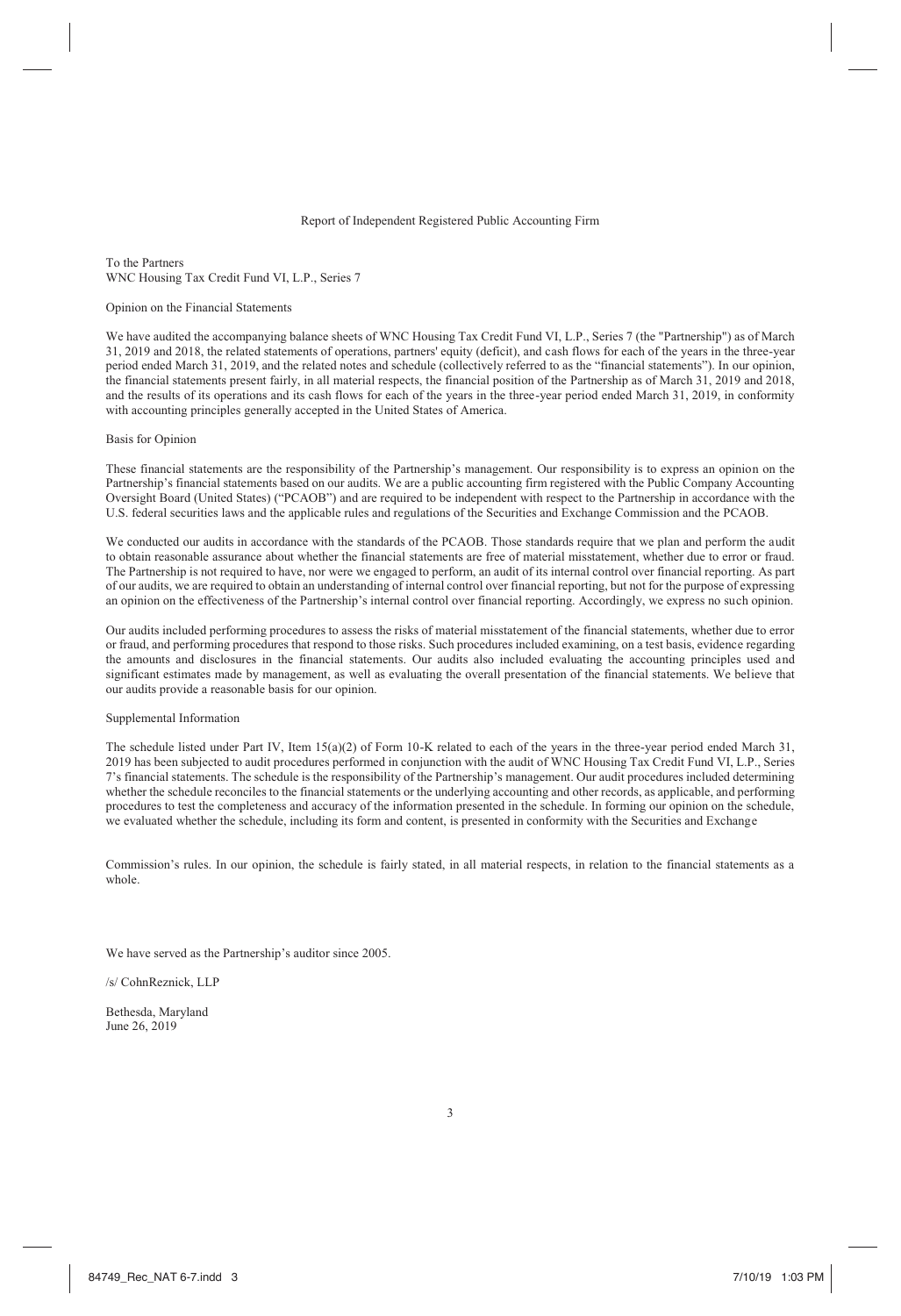# Report of Independent Registered Public Accounting Firm

To the Partners
WNC Housing Tax Credit Fund VI, L.P., Series 7

## Opinion on the Financial Statements

We have audited the accompanying balance sheets of WNC Housing Tax Credit Fund VI, L.P., Series 7 (the "Partnership") as of March 31, 2019 and 2018, the related statements of operations, partners' equity (deficit), and cash flows for each of the years in the three-year period ended March 31, 2019, and the related notes and schedule (collectively referred to as the "financial statements"). In our opinion, the financial statements present fairly, in all material respects, the financial position of the Partnership as of March 31, 2019 and 2018, and the results of its operations and its cash flows for each of the years in the three-year period ended March 31, 2019, in conformity with accounting principles generally accepted in the United States of America.

## Basis for Opinion

These financial statements are the responsibility of the Partnership's management. Our responsibility is to express an opinion on the Partnership's financial statements based on our audits. We are a public accounting firm registered with the Public Company Accounting Oversight Board (United States) ("PCAOB") and are required to be independent with respect to the Partnership in accordance with the U.S. federal securities laws and the applicable rules and regulations of the Securities and Exchange Commission and the PCAOB.

We conducted our audits in accordance with the standards of the PCAOB. Those standards require that we plan and perform the audit to obtain reasonable assurance about whether the financial statements are free of material misstatement, whether due to error or fraud. The Partnership is not required to have, nor were we engaged to perform, an audit of its internal control over financial reporting. As part of our audits, we are required to obtain an understanding of internal control over financial reporting, but not for the purpose of expressing an opinion on the effectiveness of the Partnership's internal control over financial reporting. Accordingly, we express no such opinion.

Our audits included performing procedures to assess the risks of material misstatement of the financial statements, whether due to error or fraud, and performing procedures that respond to those risks. Such procedures included examining, on a test basis, evidence regarding the amounts and disclosures in the financial statements. Our audits also included evaluating the accounting principles used and significant estimates made by management, as well as evaluating the overall presentation of the financial statements. We believe that our audits provide a reasonable basis for our opinion.

## Supplemental Information

The schedule listed under Part IV, Item 15(a)(2) of Form 10-K related to each of the years in the three-year period ended March 31, 2019 has been subjected to audit procedures performed in conjunction with the audit of WNC Housing Tax Credit Fund VI, L.P., Series 7's financial statements. The schedule is the responsibility of the Partnership's management. Our audit procedures included determining whether the schedule reconciles to the financial statements or the underlying accounting and other records, as applicable, and performing procedures to test the completeness and accuracy of the information presented in the schedule. In forming our opinion on the schedule, we evaluated whether the schedule, including its form and content, is presented in conformity with the Securities and Exchange Commission's rules. In our opinion, the schedule is fairly stated, in all material respects, in relation to the financial statements as a whole.

We have served as the Partnership's auditor since 2005.

/s/ CohnReznick, LLP

Bethesda, Maryland
June 26, 2019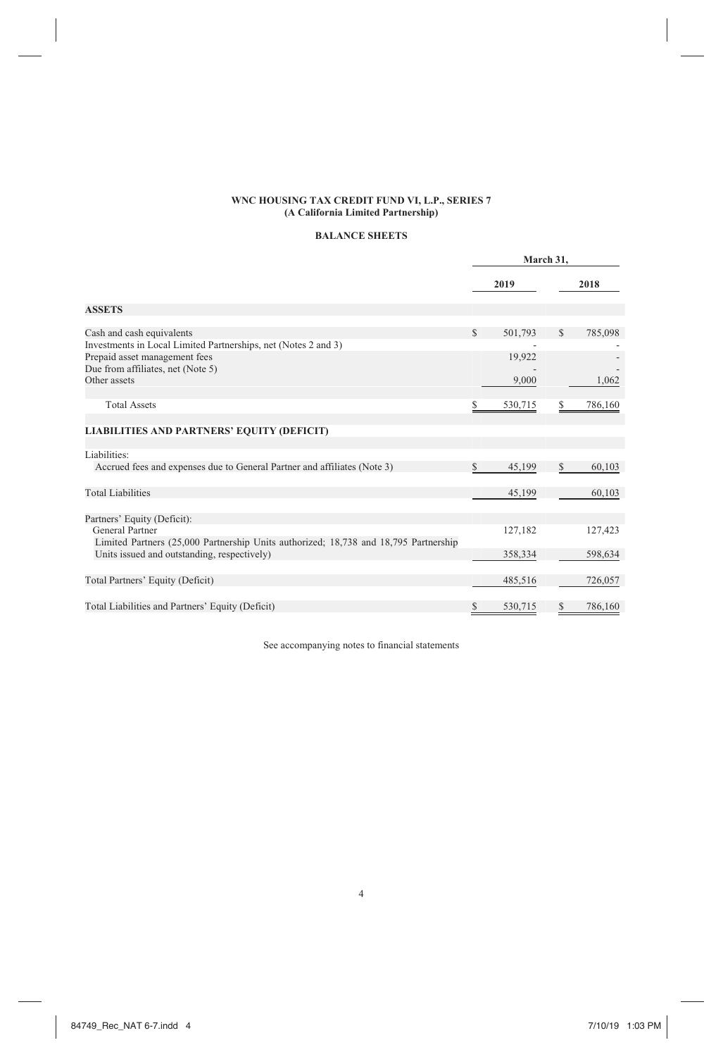**WNC HOUSING TAX CREDIT FUND VI, L.P., SERIES 7**
**(A California Limited Partnership)**

**BALANCE SHEETS**

| | March 31, | |
|---|---|---|
| | **2019** | **2018** |
| **ASSETS** | | |
| Cash and cash equivalents | $ 501,793 | $ 785,098 |
| Investments in Local Limited Partnerships, net (Notes 2 and 3) | - | - |
| Prepaid asset management fees | 19,922 | - |
| Due from affiliates, net (Note 5) | - | - |
| Other assets | 9,000 | 1,062 |
| Total Assets | $ 530,715 | $ 786,160 |
| **LIABILITIES AND PARTNERS' EQUITY (DEFICIT)** | | |
| Liabilities: | | |
| Accrued fees and expenses due to General Partner and affiliates (Note 3) | $ 45,199 | $ 60,103 |
| Total Liabilities | 45,199 | 60,103 |
| Partners' Equity (Deficit): | | |
| General Partner | 127,182 | 127,423 |
| Limited Partners (25,000 Partnership Units authorized; 18,738 and 18,795 Partnership Units issued and outstanding, respectively) | 358,334 | 598,634 |
| Total Partners' Equity (Deficit) | 485,516 | 726,057 |
| Total Liabilities and Partners' Equity (Deficit) | $ 530,715 | $ 786,160 |

See accompanying notes to financial statements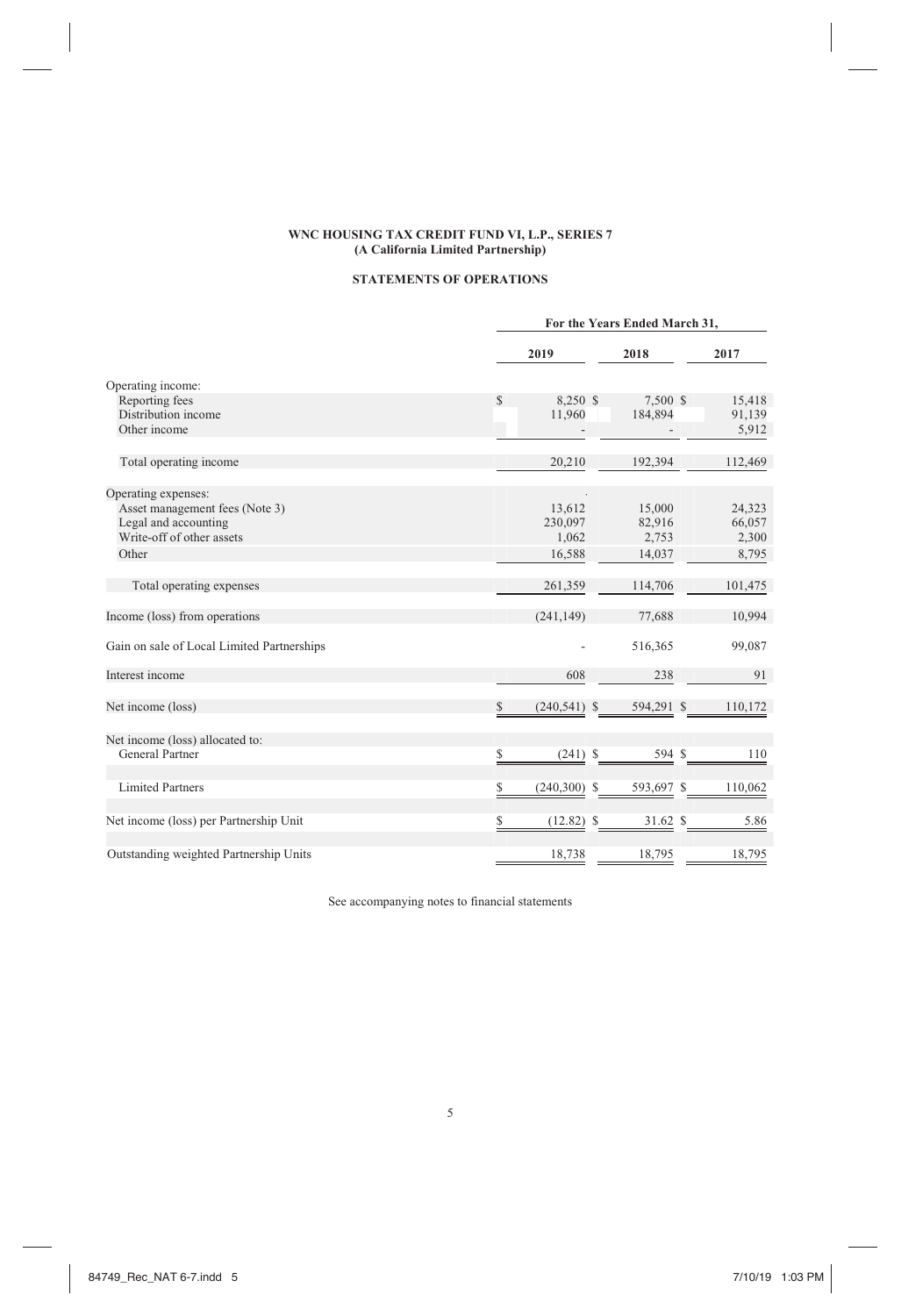**WNC HOUSING TAX CREDIT FUND VI, L.P., SERIES 7**
**(A California Limited Partnership)**

**STATEMENTS OF OPERATIONS**

| | For the Years Ended March 31, | | |
|---|---|---|---|
| | **2019** | **2018** | **2017** |
| Operating income: | | | |
| Reporting fees | $ 8,250 | $ 7,500 | $ 15,418 |
| Distribution income | 11,960 | 184,894 | 91,139 |
| Other income | - | - | 5,912 |
| Total operating income | 20,210 | 192,394 | 112,469 |
| Operating expenses: | | | |
| Asset management fees (Note 3) | 13,612 | 15,000 | 24,323 |
| Legal and accounting | 230,097 | 82,916 | 66,057 |
| Write-off of other assets | 1,062 | 2,753 | 2,300 |
| Other | 16,588 | 14,037 | 8,795 |
| Total operating expenses | 261,359 | 114,706 | 101,475 |
| Income (loss) from operations | (241,149) | 77,688 | 10,994 |
| Gain on sale of Local Limited Partnerships | - | 516,365 | 99,087 |
| Interest income | 608 | 238 | 91 |
| Net income (loss) | $ (240,541) | $ 594,291 | $ 110,172 |
| Net income (loss) allocated to: | | | |
| General Partner | $ (241) | $ 594 | $ 110 |
| Limited Partners | $ (240,300) | $ 593,697 | $ 110,062 |
| Net income (loss) per Partnership Unit | $ (12.82) | $ 31.62 | $ 5.86 |
| Outstanding weighted Partnership Units | 18,738 | 18,795 | 18,795 |

See accompanying notes to financial statements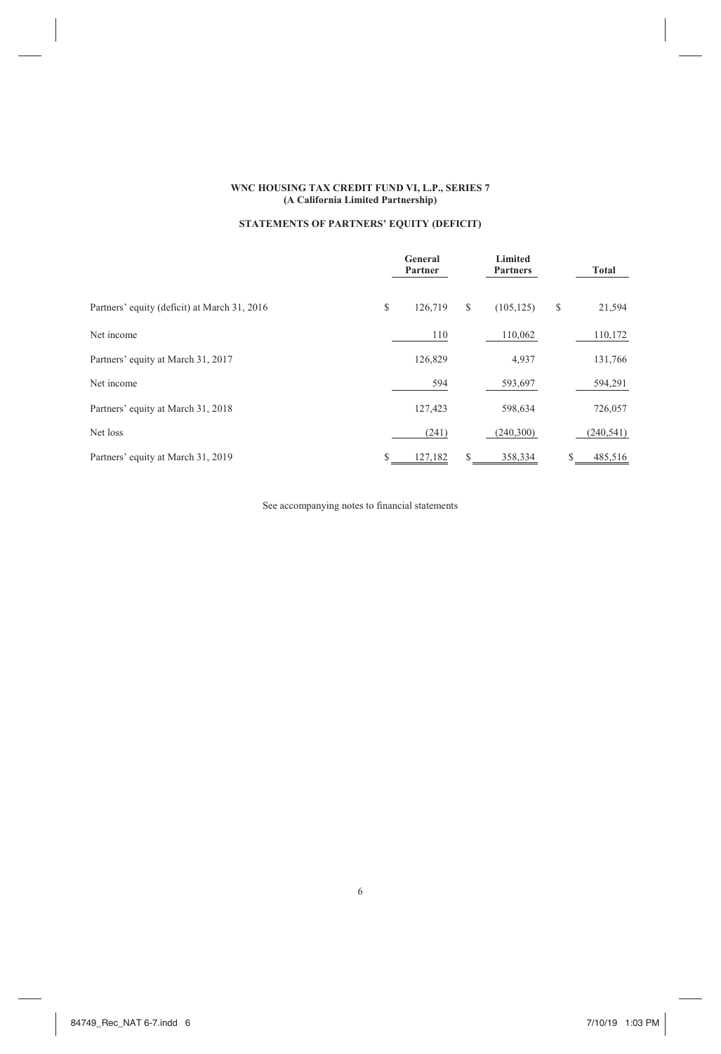**WNC HOUSING TAX CREDIT FUND VI, L.P., SERIES 7**
**(A California Limited Partnership)**

**STATEMENTS OF PARTNERS' EQUITY (DEFICIT)**

| | General Partner | Limited Partners | Total |
|---|---|---|---|
| Partners' equity (deficit) at March 31, 2016 | $ 126,719 | $ (105,125) | $ 21,594 |
| Net income | 110 | 110,062 | 110,172 |
| Partners' equity at March 31, 2017 | 126,829 | 4,937 | 131,766 |
| Net income | 594 | 593,697 | 594,291 |
| Partners' equity at March 31, 2018 | 127,423 | 598,634 | 726,057 |
| Net loss | (241) | (240,300) | (240,541) |
| Partners' equity at March 31, 2019 | $ 127,182 | $ 358,334 | $ 485,516 |

See accompanying notes to financial statements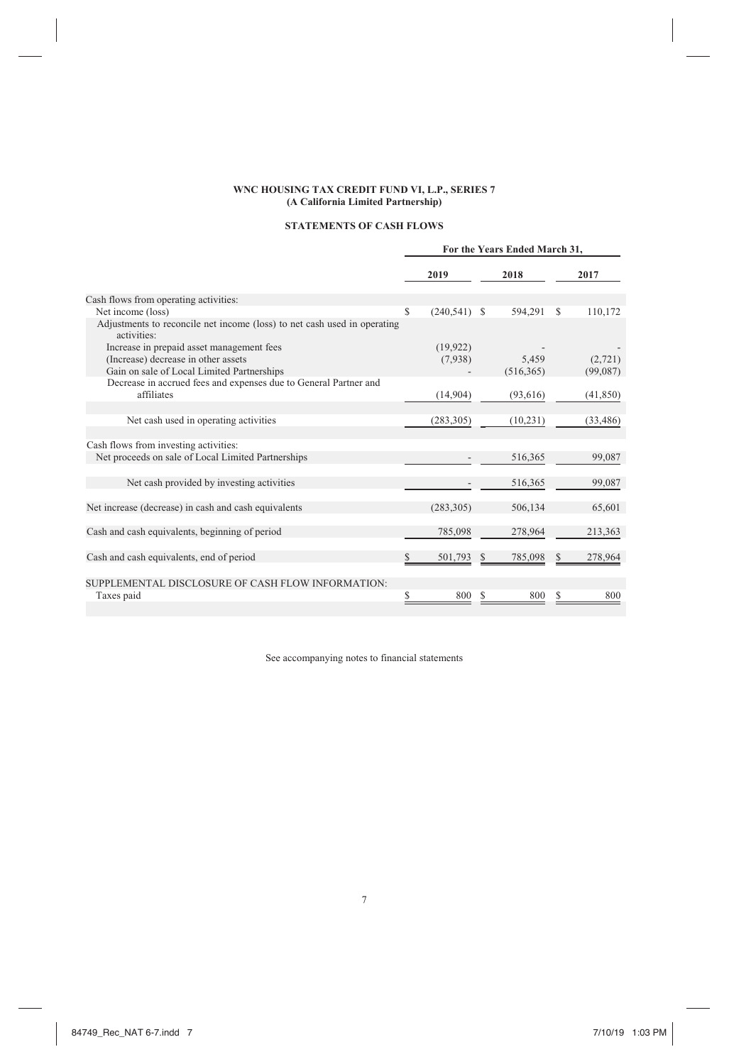**WNC HOUSING TAX CREDIT FUND VI, L.P., SERIES 7**
**(A California Limited Partnership)**

**STATEMENTS OF CASH FLOWS**

| | For the Years Ended March 31, | | |
|---|---|---|---|
| | 2019 | 2018 | 2017 |
| Cash flows from operating activities: | | | |
| Net income (loss) | $ (240,541) | $ 594,291 | $ 110,172 |
| Adjustments to reconcile net income (loss) to net cash used in operating activities: | | | |
| Increase in prepaid asset management fees | (19,922) | - | - |
| (Increase) decrease in other assets | (7,938) | 5,459 | (2,721) |
| Gain on sale of Local Limited Partnerships | - | (516,365) | (99,087) |
| Decrease in accrued fees and expenses due to General Partner and affiliates | (14,904) | (93,616) | (41,850) |
| Net cash used in operating activities | (283,305) | (10,231) | (33,486) |
| Cash flows from investing activities: | | | |
| Net proceeds on sale of Local Limited Partnerships | - | 516,365 | 99,087 |
| Net cash provided by investing activities | - | 516,365 | 99,087 |
| Net increase (decrease) in cash and cash equivalents | (283,305) | 506,134 | 65,601 |
| Cash and cash equivalents, beginning of period | 785,098 | 278,964 | 213,363 |
| Cash and cash equivalents, end of period | $ 501,793 | $ 785,098 | $ 278,964 |
| SUPPLEMENTAL DISCLOSURE OF CASH FLOW INFORMATION: | | | |
| Taxes paid | $ 800 | $ 800 | $ 800 |

See accompanying notes to financial statements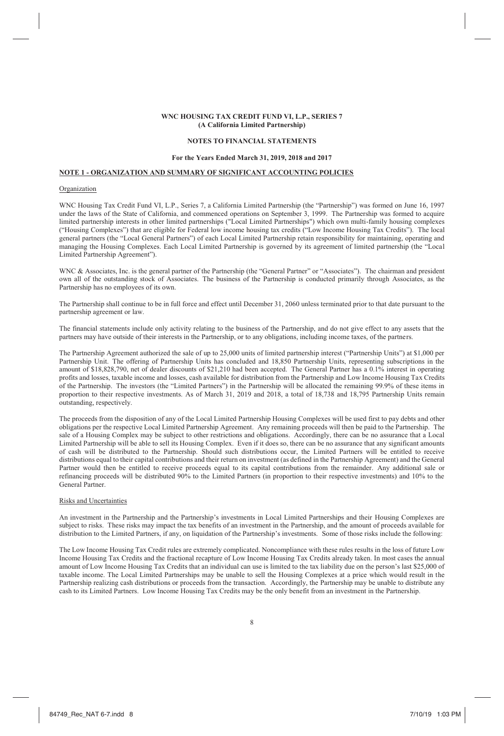**WNC HOUSING TAX CREDIT FUND VI, L.P., SERIES 7**
**(A California Limited Partnership)**

**NOTES TO FINANCIAL STATEMENTS**

**For the Years Ended March 31, 2019, 2018 and 2017**

## NOTE 1 - ORGANIZATION AND SUMMARY OF SIGNIFICANT ACCOUNTING POLICIES

### Organization

WNC Housing Tax Credit Fund VI, L.P., Series 7, a California Limited Partnership (the "Partnership") was formed on June 16, 1997 under the laws of the State of California, and commenced operations on September 3, 1999. The Partnership was formed to acquire limited partnership interests in other limited partnerships ("Local Limited Partnerships") which own multi-family housing complexes ("Housing Complexes") that are eligible for Federal low income housing tax credits ("Low Income Housing Tax Credits"). The local general partners (the "Local General Partners") of each Local Limited Partnership retain responsibility for maintaining, operating and managing the Housing Complexes. Each Local Limited Partnership is governed by its agreement of limited partnership (the "Local Limited Partnership Agreement").

WNC & Associates, Inc. is the general partner of the Partnership (the "General Partner" or "Associates"). The chairman and president own all of the outstanding stock of Associates. The business of the Partnership is conducted primarily through Associates, as the Partnership has no employees of its own.

The Partnership shall continue to be in full force and effect until December 31, 2060 unless terminated prior to that date pursuant to the partnership agreement or law.

The financial statements include only activity relating to the business of the Partnership, and do not give effect to any assets that the partners may have outside of their interests in the Partnership, or to any obligations, including income taxes, of the partners.

The Partnership Agreement authorized the sale of up to 25,000 units of limited partnership interest ("Partnership Units") at $1,000 per Partnership Unit. The offering of Partnership Units has concluded and 18,850 Partnership Units, representing subscriptions in the amount of $18,828,790, net of dealer discounts of $21,210 had been accepted. The General Partner has a 0.1% interest in operating profits and losses, taxable income and losses, cash available for distribution from the Partnership and Low Income Housing Tax Credits of the Partnership. The investors (the "Limited Partners") in the Partnership will be allocated the remaining 99.9% of these items in proportion to their respective investments. As of March 31, 2019 and 2018, a total of 18,738 and 18,795 Partnership Units remain outstanding, respectively.

The proceeds from the disposition of any of the Local Limited Partnership Housing Complexes will be used first to pay debts and other obligations per the respective Local Limited Partnership Agreement. Any remaining proceeds will then be paid to the Partnership. The sale of a Housing Complex may be subject to other restrictions and obligations. Accordingly, there can be no assurance that a Local Limited Partnership will be able to sell its Housing Complex. Even if it does so, there can be no assurance that any significant amounts of cash will be distributed to the Partnership. Should such distributions occur, the Limited Partners will be entitled to receive distributions equal to their capital contributions and their return on investment (as defined in the Partnership Agreement) and the General Partner would then be entitled to receive proceeds equal to its capital contributions from the remainder. Any additional sale or refinancing proceeds will be distributed 90% to the Limited Partners (in proportion to their respective investments) and 10% to the General Partner.

### Risks and Uncertainties

An investment in the Partnership and the Partnership's investments in Local Limited Partnerships and their Housing Complexes are subject to risks. These risks may impact the tax benefits of an investment in the Partnership, and the amount of proceeds available for distribution to the Limited Partners, if any, on liquidation of the Partnership's investments. Some of those risks include the following:

The Low Income Housing Tax Credit rules are extremely complicated. Noncompliance with these rules results in the loss of future Low Income Housing Tax Credits and the fractional recapture of Low Income Housing Tax Credits already taken. In most cases the annual amount of Low Income Housing Tax Credits that an individual can use is limited to the tax liability due on the person's last $25,000 of taxable income. The Local Limited Partnerships may be unable to sell the Housing Complexes at a price which would result in the Partnership realizing cash distributions or proceeds from the transaction. Accordingly, the Partnership may be unable to distribute any cash to its Limited Partners. Low Income Housing Tax Credits may be the only benefit from an investment in the Partnership.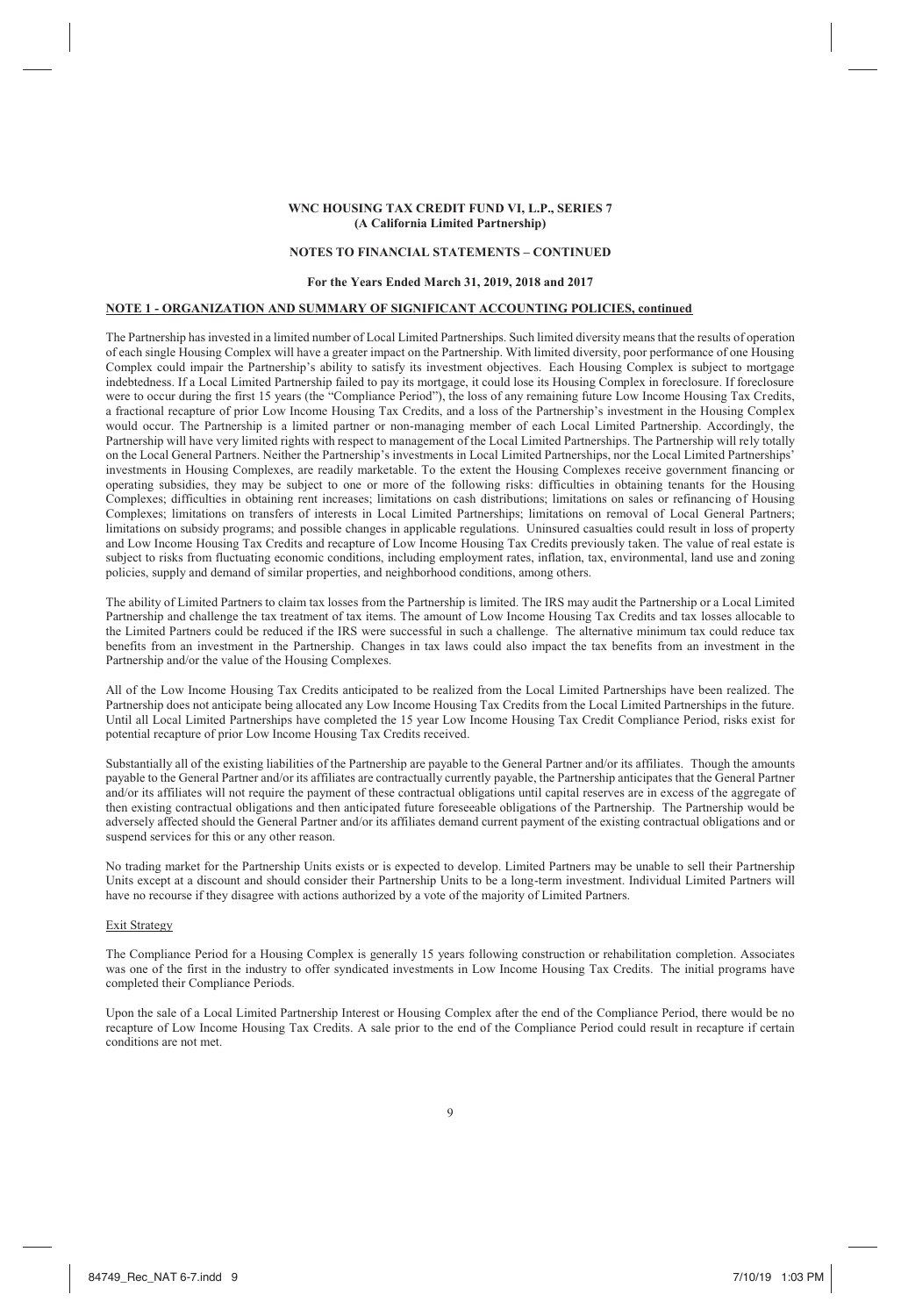**WNC HOUSING TAX CREDIT FUND VI, L.P., SERIES 7**
**(A California Limited Partnership)**

**NOTES TO FINANCIAL STATEMENTS – CONTINUED**

**For the Years Ended March 31, 2019, 2018 and 2017**

**NOTE 1 - ORGANIZATION AND SUMMARY OF SIGNIFICANT ACCOUNTING POLICIES, continued**

The Partnership has invested in a limited number of Local Limited Partnerships. Such limited diversity means that the results of operation of each single Housing Complex will have a greater impact on the Partnership. With limited diversity, poor performance of one Housing Complex could impair the Partnership's ability to satisfy its investment objectives. Each Housing Complex is subject to mortgage indebtedness. If a Local Limited Partnership failed to pay its mortgage, it could lose its Housing Complex in foreclosure. If foreclosure were to occur during the first 15 years (the "Compliance Period"), the loss of any remaining future Low Income Housing Tax Credits, a fractional recapture of prior Low Income Housing Tax Credits, and a loss of the Partnership's investment in the Housing Complex would occur. The Partnership is a limited partner or non-managing member of each Local Limited Partnership. Accordingly, the Partnership will have very limited rights with respect to management of the Local Limited Partnerships. The Partnership will rely totally on the Local General Partners. Neither the Partnership's investments in Local Limited Partnerships, nor the Local Limited Partnerships' investments in Housing Complexes, are readily marketable. To the extent the Housing Complexes receive government financing or operating subsidies, they may be subject to one or more of the following risks: difficulties in obtaining tenants for the Housing Complexes; difficulties in obtaining rent increases; limitations on cash distributions; limitations on sales or refinancing of Housing Complexes; limitations on transfers of interests in Local Limited Partnerships; limitations on removal of Local General Partners; limitations on subsidy programs; and possible changes in applicable regulations. Uninsured casualties could result in loss of property and Low Income Housing Tax Credits and recapture of Low Income Housing Tax Credits previously taken. The value of real estate is subject to risks from fluctuating economic conditions, including employment rates, inflation, tax, environmental, land use and zoning policies, supply and demand of similar properties, and neighborhood conditions, among others.

The ability of Limited Partners to claim tax losses from the Partnership is limited. The IRS may audit the Partnership or a Local Limited Partnership and challenge the tax treatment of tax items. The amount of Low Income Housing Tax Credits and tax losses allocable to the Limited Partners could be reduced if the IRS were successful in such a challenge. The alternative minimum tax could reduce tax benefits from an investment in the Partnership. Changes in tax laws could also impact the tax benefits from an investment in the Partnership and/or the value of the Housing Complexes.

All of the Low Income Housing Tax Credits anticipated to be realized from the Local Limited Partnerships have been realized. The Partnership does not anticipate being allocated any Low Income Housing Tax Credits from the Local Limited Partnerships in the future. Until all Local Limited Partnerships have completed the 15 year Low Income Housing Tax Credit Compliance Period, risks exist for potential recapture of prior Low Income Housing Tax Credits received.

Substantially all of the existing liabilities of the Partnership are payable to the General Partner and/or its affiliates. Though the amounts payable to the General Partner and/or its affiliates are contractually currently payable, the Partnership anticipates that the General Partner and/or its affiliates will not require the payment of these contractual obligations until capital reserves are in excess of the aggregate of then existing contractual obligations and then anticipated future foreseeable obligations of the Partnership. The Partnership would be adversely affected should the General Partner and/or its affiliates demand current payment of the existing contractual obligations and or suspend services for this or any other reason.

No trading market for the Partnership Units exists or is expected to develop. Limited Partners may be unable to sell their Partnership Units except at a discount and should consider their Partnership Units to be a long-term investment. Individual Limited Partners will have no recourse if they disagree with actions authorized by a vote of the majority of Limited Partners.

Exit Strategy

The Compliance Period for a Housing Complex is generally 15 years following construction or rehabilitation completion. Associates was one of the first in the industry to offer syndicated investments in Low Income Housing Tax Credits. The initial programs have completed their Compliance Periods.

Upon the sale of a Local Limited Partnership Interest or Housing Complex after the end of the Compliance Period, there would be no recapture of Low Income Housing Tax Credits. A sale prior to the end of the Compliance Period could result in recapture if certain conditions are not met.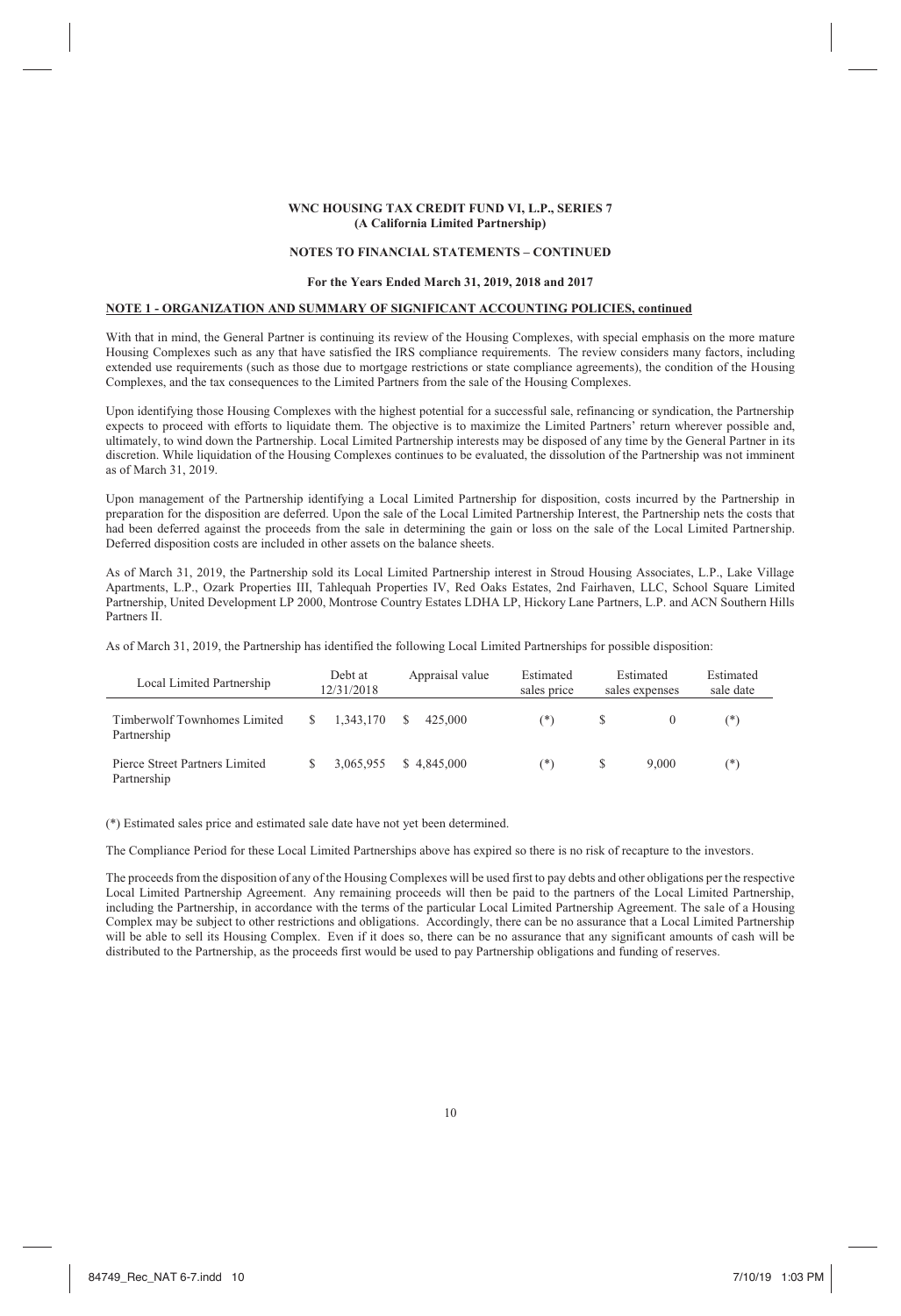**WNC HOUSING TAX CREDIT FUND VI, L.P., SERIES 7**
**(A California Limited Partnership)**

**NOTES TO FINANCIAL STATEMENTS – CONTINUED**

**For the Years Ended March 31, 2019, 2018 and 2017**

**NOTE 1 - ORGANIZATION AND SUMMARY OF SIGNIFICANT ACCOUNTING POLICIES, continued**

With that in mind, the General Partner is continuing its review of the Housing Complexes, with special emphasis on the more mature Housing Complexes such as any that have satisfied the IRS compliance requirements. The review considers many factors, including extended use requirements (such as those due to mortgage restrictions or state compliance agreements), the condition of the Housing Complexes, and the tax consequences to the Limited Partners from the sale of the Housing Complexes.

Upon identifying those Housing Complexes with the highest potential for a successful sale, refinancing or syndication, the Partnership expects to proceed with efforts to liquidate them. The objective is to maximize the Limited Partners' return wherever possible and, ultimately, to wind down the Partnership. Local Limited Partnership interests may be disposed of any time by the General Partner in its discretion. While liquidation of the Housing Complexes continues to be evaluated, the dissolution of the Partnership was not imminent as of March 31, 2019.

Upon management of the Partnership identifying a Local Limited Partnership for disposition, costs incurred by the Partnership in preparation for the disposition are deferred. Upon the sale of the Local Limited Partnership Interest, the Partnership nets the costs that had been deferred against the proceeds from the sale in determining the gain or loss on the sale of the Local Limited Partnership. Deferred disposition costs are included in other assets on the balance sheets.

As of March 31, 2019, the Partnership sold its Local Limited Partnership interest in Stroud Housing Associates, L.P., Lake Village Apartments, L.P., Ozark Properties III, Tahlequah Properties IV, Red Oaks Estates, 2nd Fairhaven, LLC, School Square Limited Partnership, United Development LP 2000, Montrose Country Estates LDHA LP, Hickory Lane Partners, L.P. and ACN Southern Hills Partners II.

As of March 31, 2019, the Partnership has identified the following Local Limited Partnerships for possible disposition:

| Local Limited Partnership | Debt at 12/31/2018 | Appraisal value | Estimated sales price | Estimated sales expenses | Estimated sale date |
|---|---|---|---|---|---|
| Timberwolf Townhomes Limited Partnership | $ 1,343,170 | $ 425,000 | (*) | $ 0 | (*) |
| Pierce Street Partners Limited Partnership | $ 3,065,955 | $ 4,845,000 | (*) | $ 9,000 | (*) |

(*) Estimated sales price and estimated sale date have not yet been determined.

The Compliance Period for these Local Limited Partnerships above has expired so there is no risk of recapture to the investors.

The proceeds from the disposition of any of the Housing Complexes will be used first to pay debts and other obligations per the respective Local Limited Partnership Agreement. Any remaining proceeds will then be paid to the partners of the Local Limited Partnership, including the Partnership, in accordance with the terms of the particular Local Limited Partnership Agreement. The sale of a Housing Complex may be subject to other restrictions and obligations. Accordingly, there can be no assurance that a Local Limited Partnership will be able to sell its Housing Complex. Even if it does so, there can be no assurance that any significant amounts of cash will be distributed to the Partnership, as the proceeds first would be used to pay Partnership obligations and funding of reserves.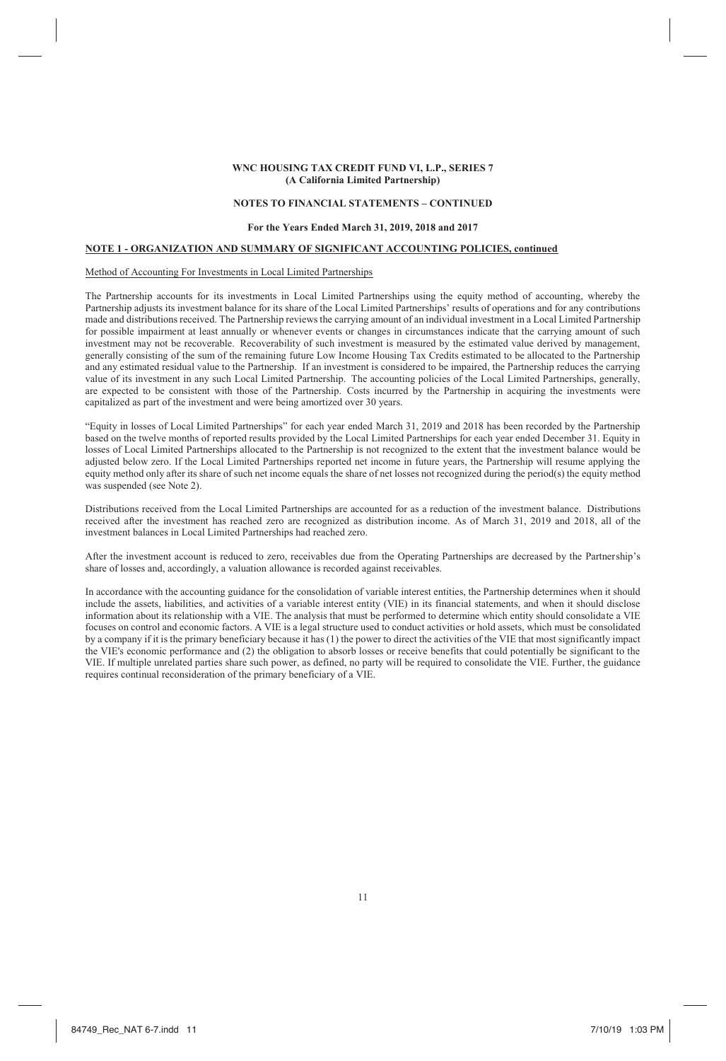**WNC HOUSING TAX CREDIT FUND VI, L.P., SERIES 7**
**(A California Limited Partnership)**

**NOTES TO FINANCIAL STATEMENTS – CONTINUED**

**For the Years Ended March 31, 2019, 2018 and 2017**

**NOTE 1 - ORGANIZATION AND SUMMARY OF SIGNIFICANT ACCOUNTING POLICIES, continued**

Method of Accounting For Investments in Local Limited Partnerships

The Partnership accounts for its investments in Local Limited Partnerships using the equity method of accounting, whereby the Partnership adjusts its investment balance for its share of the Local Limited Partnerships' results of operations and for any contributions made and distributions received. The Partnership reviews the carrying amount of an individual investment in a Local Limited Partnership for possible impairment at least annually or whenever events or changes in circumstances indicate that the carrying amount of such investment may not be recoverable. Recoverability of such investment is measured by the estimated value derived by management, generally consisting of the sum of the remaining future Low Income Housing Tax Credits estimated to be allocated to the Partnership and any estimated residual value to the Partnership. If an investment is considered to be impaired, the Partnership reduces the carrying value of its investment in any such Local Limited Partnership. The accounting policies of the Local Limited Partnerships, generally, are expected to be consistent with those of the Partnership. Costs incurred by the Partnership in acquiring the investments were capitalized as part of the investment and were being amortized over 30 years.

"Equity in losses of Local Limited Partnerships" for each year ended March 31, 2019 and 2018 has been recorded by the Partnership based on the twelve months of reported results provided by the Local Limited Partnerships for each year ended December 31. Equity in losses of Local Limited Partnerships allocated to the Partnership is not recognized to the extent that the investment balance would be adjusted below zero. If the Local Limited Partnerships reported net income in future years, the Partnership will resume applying the equity method only after its share of such net income equals the share of net losses not recognized during the period(s) the equity method was suspended (see Note 2).

Distributions received from the Local Limited Partnerships are accounted for as a reduction of the investment balance. Distributions received after the investment has reached zero are recognized as distribution income. As of March 31, 2019 and 2018, all of the investment balances in Local Limited Partnerships had reached zero.

After the investment account is reduced to zero, receivables due from the Operating Partnerships are decreased by the Partnership's share of losses and, accordingly, a valuation allowance is recorded against receivables.

In accordance with the accounting guidance for the consolidation of variable interest entities, the Partnership determines when it should include the assets, liabilities, and activities of a variable interest entity (VIE) in its financial statements, and when it should disclose information about its relationship with a VIE. The analysis that must be performed to determine which entity should consolidate a VIE focuses on control and economic factors. A VIE is a legal structure used to conduct activities or hold assets, which must be consolidated by a company if it is the primary beneficiary because it has (1) the power to direct the activities of the VIE that most significantly impact the VIE's economic performance and (2) the obligation to absorb losses or receive benefits that could potentially be significant to the VIE. If multiple unrelated parties share such power, as defined, no party will be required to consolidate the VIE. Further, the guidance requires continual reconsideration of the primary beneficiary of a VIE.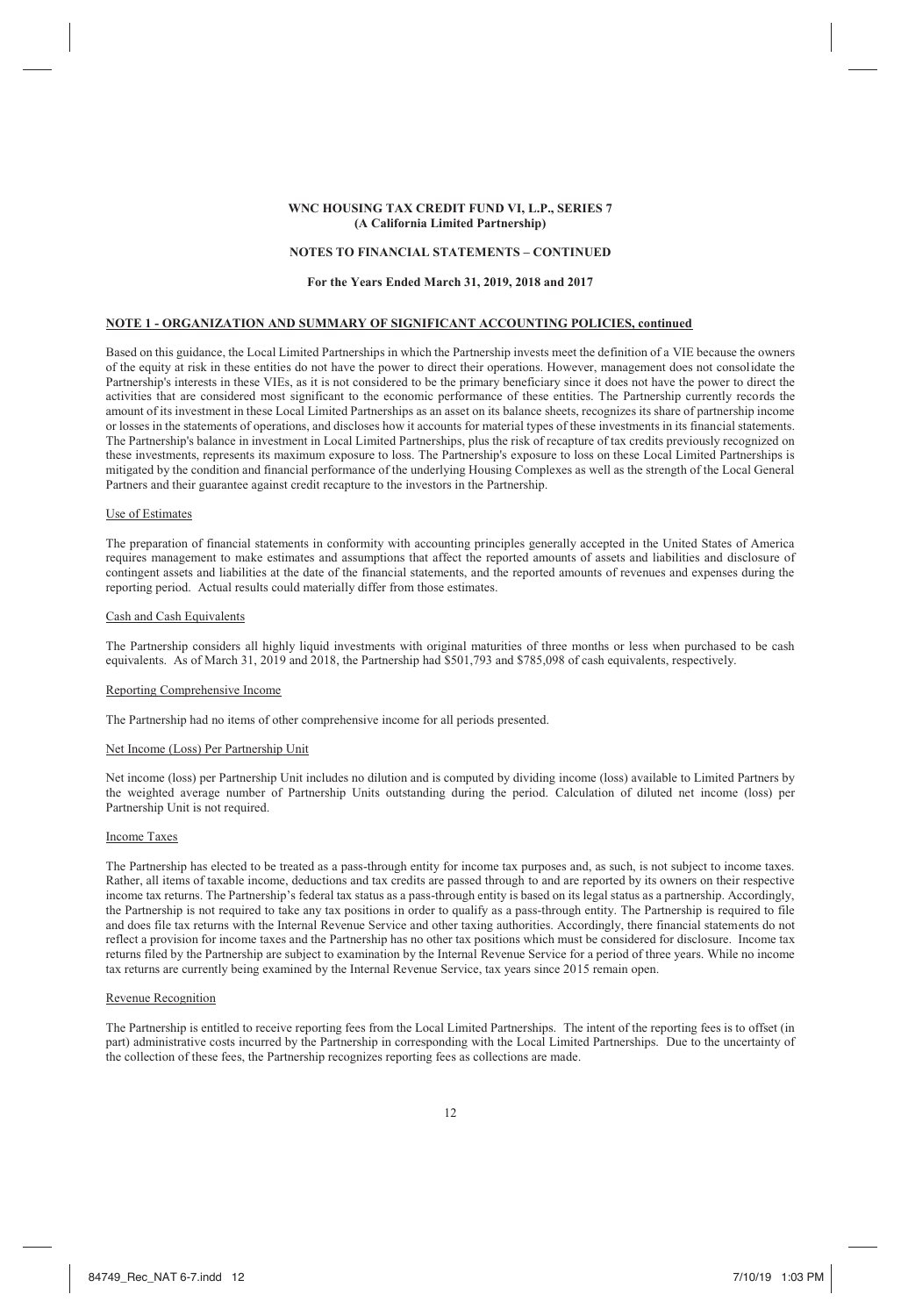**WNC HOUSING TAX CREDIT FUND VI, L.P., SERIES 7**
**(A California Limited Partnership)**

**NOTES TO FINANCIAL STATEMENTS – CONTINUED**

**For the Years Ended March 31, 2019, 2018 and 2017**

**NOTE 1 - ORGANIZATION AND SUMMARY OF SIGNIFICANT ACCOUNTING POLICIES, continued**

Based on this guidance, the Local Limited Partnerships in which the Partnership invests meet the definition of a VIE because the owners of the equity at risk in these entities do not have the power to direct their operations. However, management does not consolidate the Partnership's interests in these VIEs, as it is not considered to be the primary beneficiary since it does not have the power to direct the activities that are considered most significant to the economic performance of these entities. The Partnership currently records the amount of its investment in these Local Limited Partnerships as an asset on its balance sheets, recognizes its share of partnership income or losses in the statements of operations, and discloses how it accounts for material types of these investments in its financial statements. The Partnership's balance in investment in Local Limited Partnerships, plus the risk of recapture of tax credits previously recognized on these investments, represents its maximum exposure to loss. The Partnership's exposure to loss on these Local Limited Partnerships is mitigated by the condition and financial performance of the underlying Housing Complexes as well as the strength of the Local General Partners and their guarantee against credit recapture to the investors in the Partnership.

Use of Estimates

The preparation of financial statements in conformity with accounting principles generally accepted in the United States of America requires management to make estimates and assumptions that affect the reported amounts of assets and liabilities and disclosure of contingent assets and liabilities at the date of the financial statements, and the reported amounts of revenues and expenses during the reporting period. Actual results could materially differ from those estimates.

Cash and Cash Equivalents

The Partnership considers all highly liquid investments with original maturities of three months or less when purchased to be cash equivalents. As of March 31, 2019 and 2018, the Partnership had $501,793 and $785,098 of cash equivalents, respectively.

Reporting Comprehensive Income

The Partnership had no items of other comprehensive income for all periods presented.

Net Income (Loss) Per Partnership Unit

Net income (loss) per Partnership Unit includes no dilution and is computed by dividing income (loss) available to Limited Partners by the weighted average number of Partnership Units outstanding during the period. Calculation of diluted net income (loss) per Partnership Unit is not required.

Income Taxes

The Partnership has elected to be treated as a pass-through entity for income tax purposes and, as such, is not subject to income taxes. Rather, all items of taxable income, deductions and tax credits are passed through to and are reported by its owners on their respective income tax returns. The Partnership's federal tax status as a pass-through entity is based on its legal status as a partnership. Accordingly, the Partnership is not required to take any tax positions in order to qualify as a pass-through entity. The Partnership is required to file and does file tax returns with the Internal Revenue Service and other taxing authorities. Accordingly, there financial statements do not reflect a provision for income taxes and the Partnership has no other tax positions which must be considered for disclosure. Income tax returns filed by the Partnership are subject to examination by the Internal Revenue Service for a period of three years. While no income tax returns are currently being examined by the Internal Revenue Service, tax years since 2015 remain open.

Revenue Recognition

The Partnership is entitled to receive reporting fees from the Local Limited Partnerships. The intent of the reporting fees is to offset (in part) administrative costs incurred by the Partnership in corresponding with the Local Limited Partnerships. Due to the uncertainty of the collection of these fees, the Partnership recognizes reporting fees as collections are made.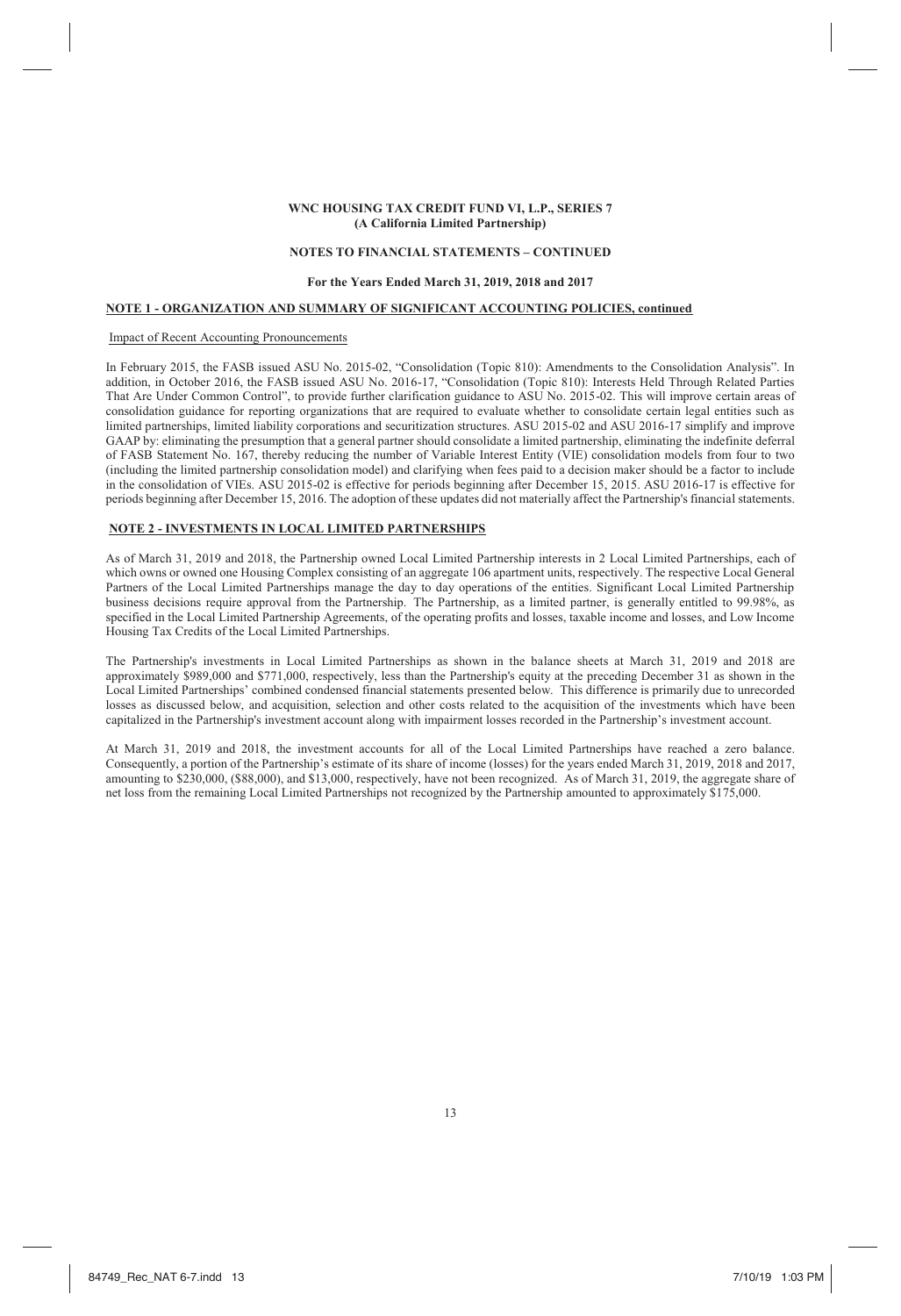**WNC HOUSING TAX CREDIT FUND VI, L.P., SERIES 7**
**(A California Limited Partnership)**

**NOTES TO FINANCIAL STATEMENTS – CONTINUED**

**For the Years Ended March 31, 2019, 2018 and 2017**

## NOTE 1 - ORGANIZATION AND SUMMARY OF SIGNIFICANT ACCOUNTING POLICIES, continued

Impact of Recent Accounting Pronouncements

In February 2015, the FASB issued ASU No. 2015-02, "Consolidation (Topic 810): Amendments to the Consolidation Analysis". In addition, in October 2016, the FASB issued ASU No. 2016-17, "Consolidation (Topic 810): Interests Held Through Related Parties That Are Under Common Control", to provide further clarification guidance to ASU No. 2015-02. This will improve certain areas of consolidation guidance for reporting organizations that are required to evaluate whether to consolidate certain legal entities such as limited partnerships, limited liability corporations and securitization structures. ASU 2015-02 and ASU 2016-17 simplify and improve GAAP by: eliminating the presumption that a general partner should consolidate a limited partnership, eliminating the indefinite deferral of FASB Statement No. 167, thereby reducing the number of Variable Interest Entity (VIE) consolidation models from four to two (including the limited partnership consolidation model) and clarifying when fees paid to a decision maker should be a factor to include in the consolidation of VIEs. ASU 2015-02 is effective for periods beginning after December 15, 2015. ASU 2016-17 is effective for periods beginning after December 15, 2016. The adoption of these updates did not materially affect the Partnership's financial statements.

## NOTE 2 - INVESTMENTS IN LOCAL LIMITED PARTNERSHIPS

As of March 31, 2019 and 2018, the Partnership owned Local Limited Partnership interests in 2 Local Limited Partnerships, each of which owns or owned one Housing Complex consisting of an aggregate 106 apartment units, respectively. The respective Local General Partners of the Local Limited Partnerships manage the day to day operations of the entities. Significant Local Limited Partnership business decisions require approval from the Partnership. The Partnership, as a limited partner, is generally entitled to 99.98%, as specified in the Local Limited Partnership Agreements, of the operating profits and losses, taxable income and losses, and Low Income Housing Tax Credits of the Local Limited Partnerships.

The Partnership's investments in Local Limited Partnerships as shown in the balance sheets at March 31, 2019 and 2018 are approximately $989,000 and $771,000, respectively, less than the Partnership's equity at the preceding December 31 as shown in the Local Limited Partnerships' combined condensed financial statements presented below. This difference is primarily due to unrecorded losses as discussed below, and acquisition, selection and other costs related to the acquisition of the investments which have been capitalized in the Partnership's investment account along with impairment losses recorded in the Partnership's investment account.

At March 31, 2019 and 2018, the investment accounts for all of the Local Limited Partnerships have reached a zero balance. Consequently, a portion of the Partnership's estimate of its share of income (losses) for the years ended March 31, 2019, 2018 and 2017, amounting to $230,000, ($88,000), and $13,000, respectively, have not been recognized. As of March 31, 2019, the aggregate share of net loss from the remaining Local Limited Partnerships not recognized by the Partnership amounted to approximately $175,000.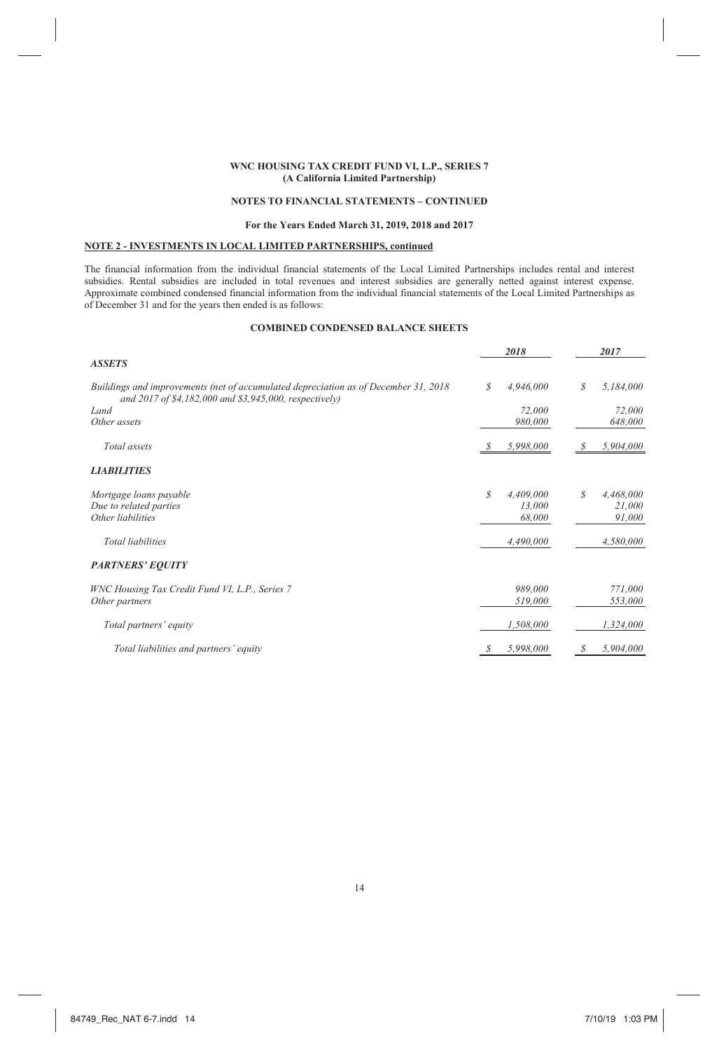**WNC HOUSING TAX CREDIT FUND VI, L.P., SERIES 7**
**(A California Limited Partnership)**

**NOTES TO FINANCIAL STATEMENTS – CONTINUED**

**For the Years Ended March 31, 2019, 2018 and 2017**

**NOTE 2 - INVESTMENTS IN LOCAL LIMITED PARTNERSHIPS, continued**

The financial information from the individual financial statements of the Local Limited Partnerships includes rental and interest subsidies. Rental subsidies are included in total revenues and interest subsidies are generally netted against interest expense. Approximate combined condensed financial information from the individual financial statements of the Local Limited Partnerships as of December 31 and for the years then ended is as follows:

**COMBINED CONDENSED BALANCE SHEETS**

| | *2018* | *2017* |
|---|---|---|
| ***ASSETS*** | | |
| *Buildings and improvements (net of accumulated depreciation as of December 31, 2018 and 2017 of $4,182,000 and $3,945,000, respectively)* | *$ 4,946,000* | *$ 5,184,000* |
| *Land* | *72,000* | *72,000* |
| *Other assets* | *980,000* | *648,000* |
| *Total assets* | *$ 5,998,000* | *$ 5,904,000* |
| ***LIABILITIES*** | | |
| *Mortgage loans payable* | *$ 4,409,000* | *$ 4,468,000* |
| *Due to related parties* | *13,000* | *21,000* |
| *Other liabilities* | *68,000* | *91,000* |
| *Total liabilities* | *4,490,000* | *4,580,000* |
| ***PARTNERS' EQUITY*** | | |
| *WNC Housing Tax Credit Fund VI, L.P., Series 7* | *989,000* | *771,000* |
| *Other partners* | *519,000* | *553,000* |
| *Total partners' equity* | *1,508,000* | *1,324,000* |
| *Total liabilities and partners' equity* | *$ 5,998,000* | *$ 5,904,000* |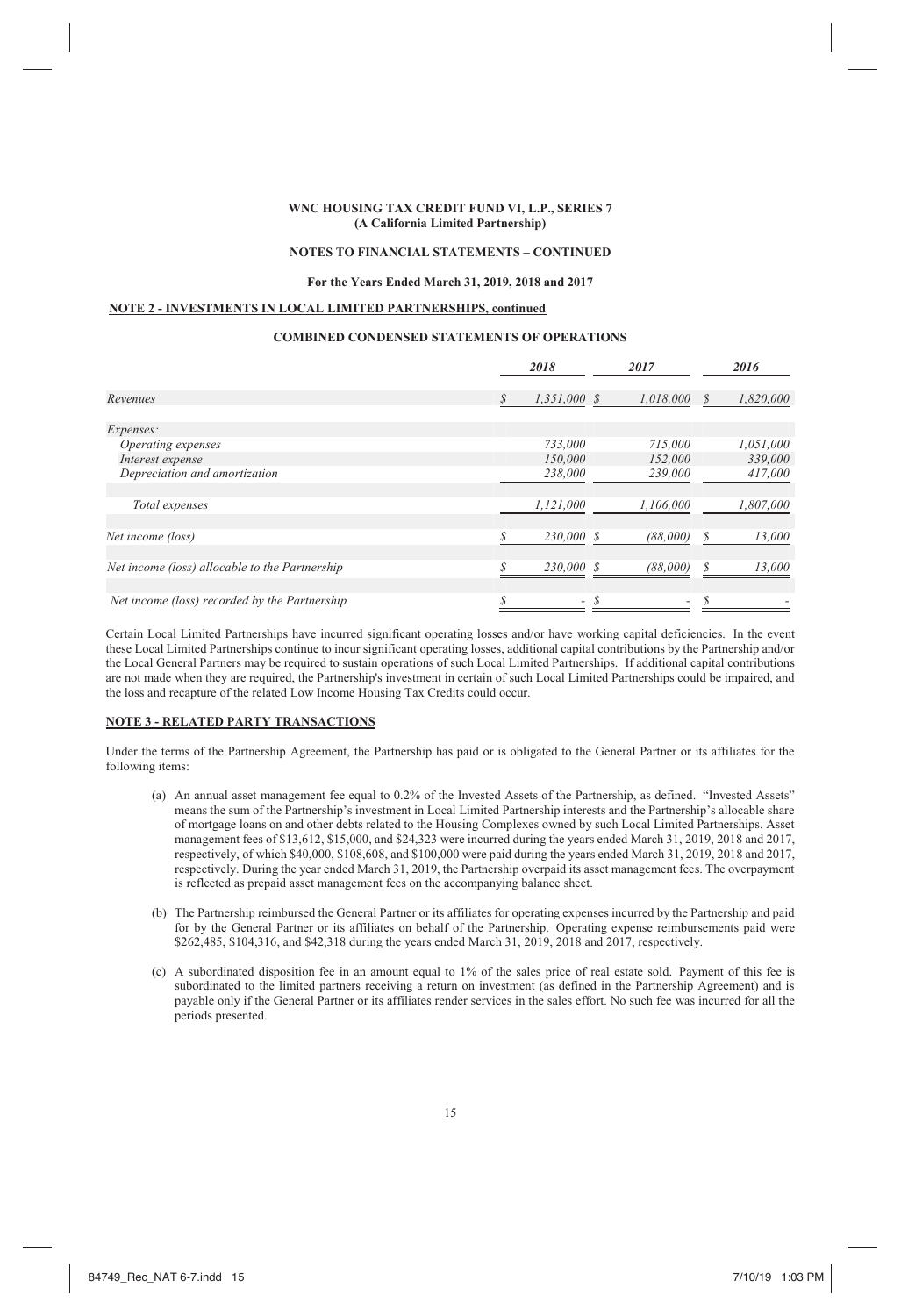**WNC HOUSING TAX CREDIT FUND VI, L.P., SERIES 7**
**(A California Limited Partnership)**

**NOTES TO FINANCIAL STATEMENTS – CONTINUED**

**For the Years Ended March 31, 2019, 2018 and 2017**

**NOTE 2 - INVESTMENTS IN LOCAL LIMITED PARTNERSHIPS, continued**

**COMBINED CONDENSED STATEMENTS OF OPERATIONS**

| | *2018* | *2017* | *2016* |
|---|---|---|---|
| *Revenues* | *$ 1,351,000* | *$ 1,018,000* | *$ 1,820,000* |
| *Expenses:* | | | |
| *Operating expenses* | *733,000* | *715,000* | *1,051,000* |
| *Interest expense* | *150,000* | *152,000* | *339,000* |
| *Depreciation and amortization* | *238,000* | *239,000* | *417,000* |
| *Total expenses* | *1,121,000* | *1,106,000* | *1,807,000* |
| *Net income (loss)* | *$ 230,000* | *$ (88,000)* | *$ 13,000* |
| *Net income (loss) allocable to the Partnership* | *$ 230,000* | *$ (88,000)* | *$ 13,000* |
| *Net income (loss) recorded by the Partnership* | *$ -* | *$ -* | *$ -* |

Certain Local Limited Partnerships have incurred significant operating losses and/or have working capital deficiencies. In the event these Local Limited Partnerships continue to incur significant operating losses, additional capital contributions by the Partnership and/or the Local General Partners may be required to sustain operations of such Local Limited Partnerships. If additional capital contributions are not made when they are required, the Partnership's investment in certain of such Local Limited Partnerships could be impaired, and the loss and recapture of the related Low Income Housing Tax Credits could occur.

**NOTE 3 - RELATED PARTY TRANSACTIONS**

Under the terms of the Partnership Agreement, the Partnership has paid or is obligated to the General Partner or its affiliates for the following items:

(a) An annual asset management fee equal to 0.2% of the Invested Assets of the Partnership, as defined. "Invested Assets" means the sum of the Partnership's investment in Local Limited Partnership interests and the Partnership's allocable share of mortgage loans on and other debts related to the Housing Complexes owned by such Local Limited Partnerships. Asset management fees of $13,612, $15,000, and $24,323 were incurred during the years ended March 31, 2019, 2018 and 2017, respectively, of which $40,000, $108,608, and $100,000 were paid during the years ended March 31, 2019, 2018 and 2017, respectively. During the year ended March 31, 2019, the Partnership overpaid its asset management fees. The overpayment is reflected as prepaid asset management fees on the accompanying balance sheet.

(b) The Partnership reimbursed the General Partner or its affiliates for operating expenses incurred by the Partnership and paid for by the General Partner or its affiliates on behalf of the Partnership. Operating expense reimbursements paid were $262,485, $104,316, and $42,318 during the years ended March 31, 2019, 2018 and 2017, respectively.

(c) A subordinated disposition fee in an amount equal to 1% of the sales price of real estate sold. Payment of this fee is subordinated to the limited partners receiving a return on investment (as defined in the Partnership Agreement) and is payable only if the General Partner or its affiliates render services in the sales effort. No such fee was incurred for all the periods presented.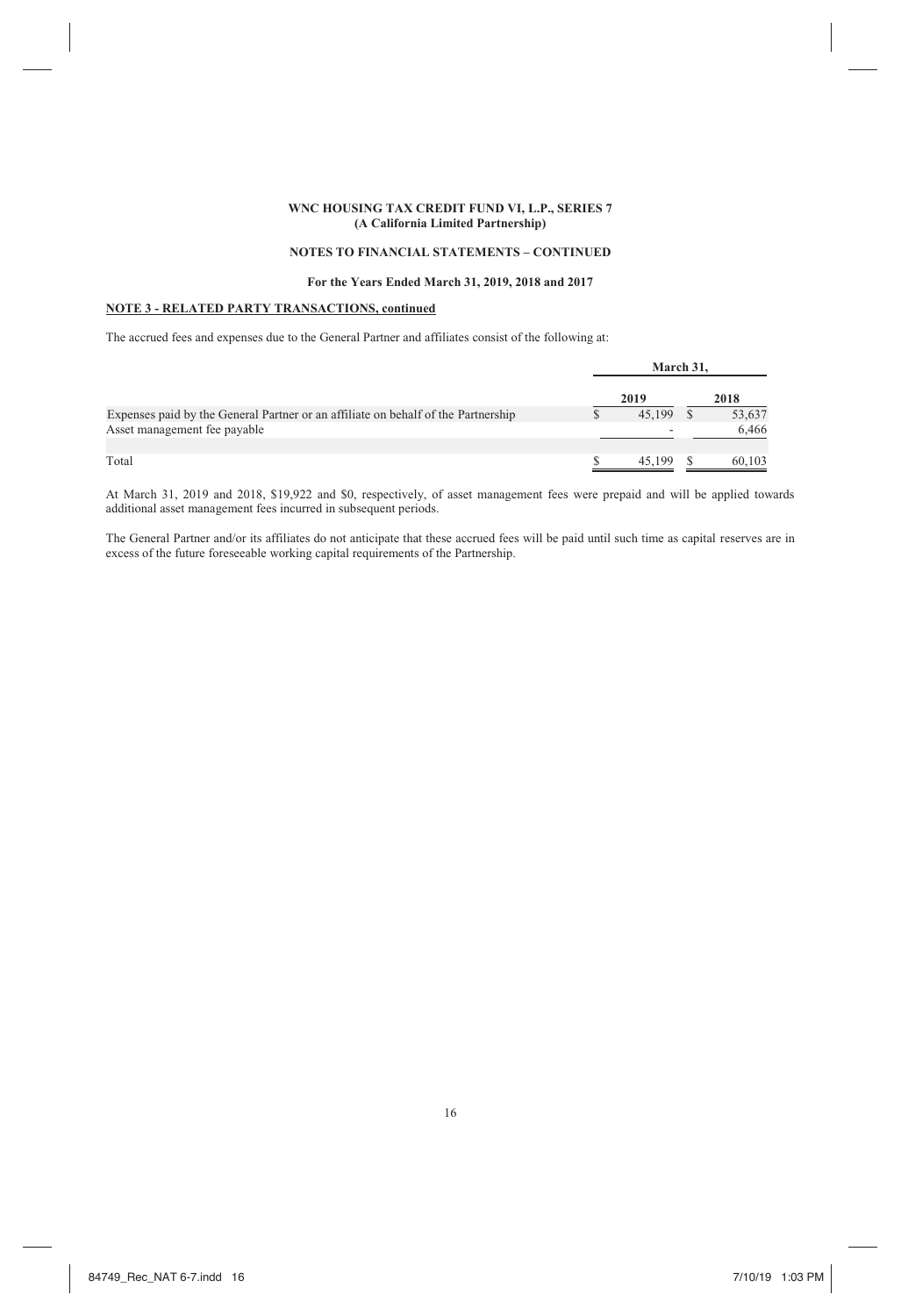**WNC HOUSING TAX CREDIT FUND VI, L.P., SERIES 7**
**(A California Limited Partnership)**

**NOTES TO FINANCIAL STATEMENTS – CONTINUED**

**For the Years Ended March 31, 2019, 2018 and 2017**

**NOTE 3 - RELATED PARTY TRANSACTIONS, continued**

The accrued fees and expenses due to the General Partner and affiliates consist of the following at:

| | March 31, | |
|---|---|---|
| | 2019 | 2018 |
| Expenses paid by the General Partner or an affiliate on behalf of the Partnership | $ 45,199 | $ 53,637 |
| Asset management fee payable | - | 6,466 |
| Total | $ 45,199 | $ 60,103 |

At March 31, 2019 and 2018, $19,922 and $0, respectively, of asset management fees were prepaid and will be applied towards additional asset management fees incurred in subsequent periods.

The General Partner and/or its affiliates do not anticipate that these accrued fees will be paid until such time as capital reserves are in excess of the future foreseeable working capital requirements of the Partnership.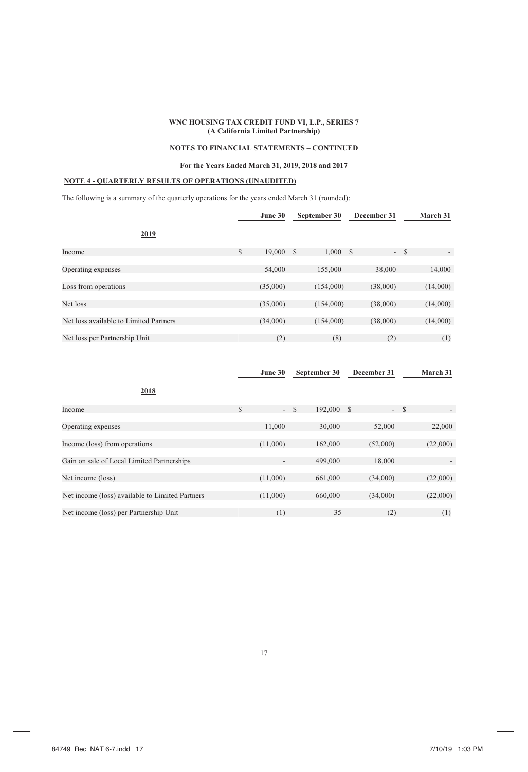**WNC HOUSING TAX CREDIT FUND VI, L.P., SERIES 7**
**(A California Limited Partnership)**

**NOTES TO FINANCIAL STATEMENTS – CONTINUED**

**For the Years Ended March 31, 2019, 2018 and 2017**

## NOTE 4 - QUARTERLY RESULTS OF OPERATIONS (UNAUDITED)

The following is a summary of the quarterly operations for the years ended March 31 (rounded):

| | June 30 | September 30 | December 31 | March 31 |
|---|---|---|---|---|
| **2019** | | | | |
| Income | $ 19,000 | $ 1,000 | $ - | $ - |
| Operating expenses | 54,000 | 155,000 | 38,000 | 14,000 |
| Loss from operations | (35,000) | (154,000) | (38,000) | (14,000) |
| Net loss | (35,000) | (154,000) | (38,000) | (14,000) |
| Net loss available to Limited Partners | (34,000) | (154,000) | (38,000) | (14,000) |
| Net loss per Partnership Unit | (2) | (8) | (2) | (1) |

| | June 30 | September 30 | December 31 | March 31 |
|---|---|---|---|---|
| **2018** | | | | |
| Income | $ - | $ 192,000 | $ - | $ - |
| Operating expenses | 11,000 | 30,000 | 52,000 | 22,000 |
| Income (loss) from operations | (11,000) | 162,000 | (52,000) | (22,000) |
| Gain on sale of Local Limited Partnerships | - | 499,000 | 18,000 | - |
| Net income (loss) | (11,000) | 661,000 | (34,000) | (22,000) |
| Net income (loss) available to Limited Partners | (11,000) | 660,000 | (34,000) | (22,000) |
| Net income (loss) per Partnership Unit | (1) | 35 | (2) | (1) |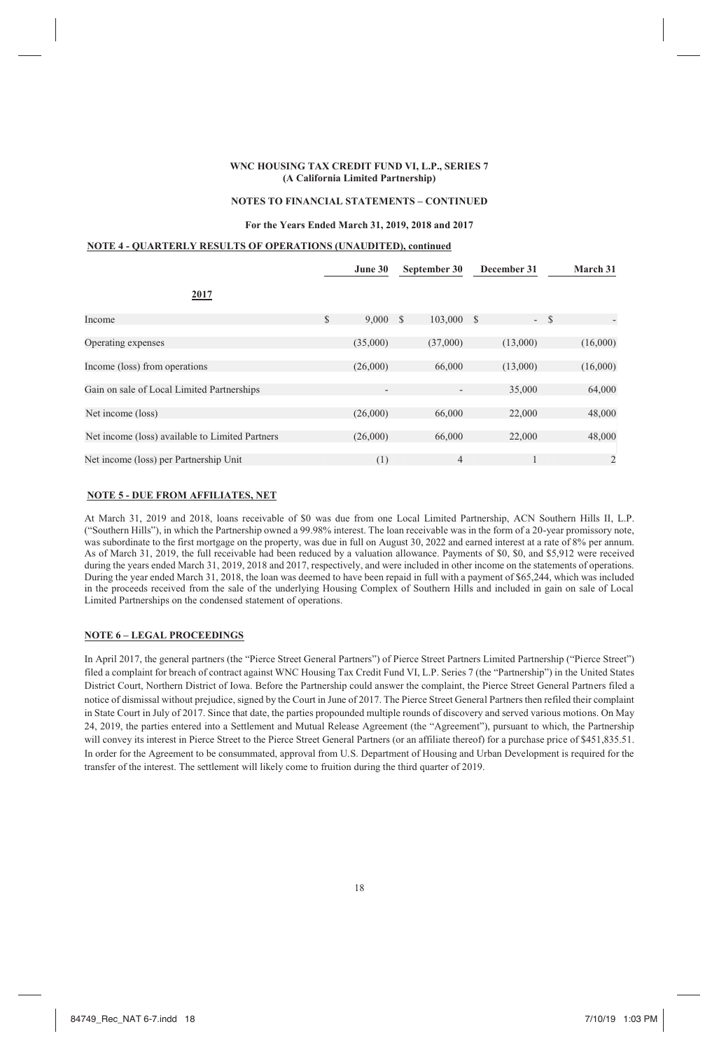**WNC HOUSING TAX CREDIT FUND VI, L.P., SERIES 7**
**(A California Limited Partnership)**

**NOTES TO FINANCIAL STATEMENTS – CONTINUED**

**For the Years Ended March 31, 2019, 2018 and 2017**

**NOTE 4 - QUARTERLY RESULTS OF OPERATIONS (UNAUDITED), continued**

| | June 30 | September 30 | December 31 | March 31 |
|---|---|---|---|---|
| **2017** | | | | |
| Income | $ 9,000 | $ 103,000 | $ - | $ - |
| Operating expenses | (35,000) | (37,000) | (13,000) | (16,000) |
| Income (loss) from operations | (26,000) | 66,000 | (13,000) | (16,000) |
| Gain on sale of Local Limited Partnerships | - | - | 35,000 | 64,000 |
| Net income (loss) | (26,000) | 66,000 | 22,000 | 48,000 |
| Net income (loss) available to Limited Partners | (26,000) | 66,000 | 22,000 | 48,000 |
| Net income (loss) per Partnership Unit | (1) | 4 | 1 | 2 |

**NOTE 5 - DUE FROM AFFILIATES, NET**

At March 31, 2019 and 2018, loans receivable of $0 was due from one Local Limited Partnership, ACN Southern Hills II, L.P. ("Southern Hills"), in which the Partnership owned a 99.98% interest. The loan receivable was in the form of a 20-year promissory note, was subordinate to the first mortgage on the property, was due in full on August 30, 2022 and earned interest at a rate of 8% per annum. As of March 31, 2019, the full receivable had been reduced by a valuation allowance. Payments of $0, $0, and $5,912 were received during the years ended March 31, 2019, 2018 and 2017, respectively, and were included in other income on the statements of operations. During the year ended March 31, 2018, the loan was deemed to have been repaid in full with a payment of $65,244, which was included in the proceeds received from the sale of the underlying Housing Complex of Southern Hills and included in gain on sale of Local Limited Partnerships on the condensed statement of operations.

**NOTE 6 – LEGAL PROCEEDINGS**

In April 2017, the general partners (the "Pierce Street General Partners") of Pierce Street Partners Limited Partnership ("Pierce Street") filed a complaint for breach of contract against WNC Housing Tax Credit Fund VI, L.P. Series 7 (the "Partnership") in the United States District Court, Northern District of Iowa. Before the Partnership could answer the complaint, the Pierce Street General Partners filed a notice of dismissal without prejudice, signed by the Court in June of 2017. The Pierce Street General Partners then refiled their complaint in State Court in July of 2017. Since that date, the parties propounded multiple rounds of discovery and served various motions. On May 24, 2019, the parties entered into a Settlement and Mutual Release Agreement (the "Agreement"), pursuant to which, the Partnership will convey its interest in Pierce Street to the Pierce Street General Partners (or an affiliate thereof) for a purchase price of $451,835.51. In order for the Agreement to be consummated, approval from U.S. Department of Housing and Urban Development is required for the transfer of the interest. The settlement will likely come to fruition during the third quarter of 2019.